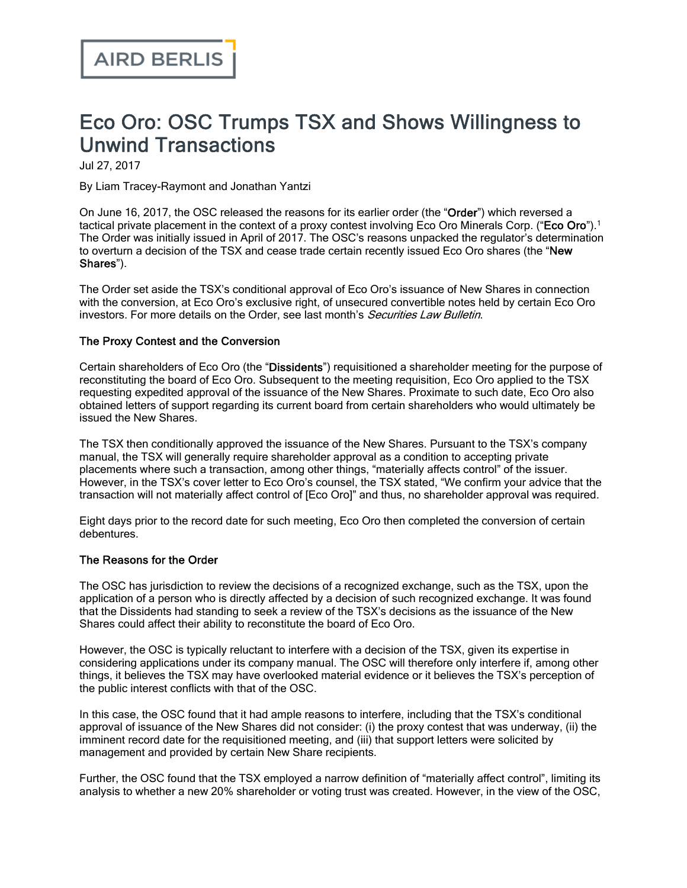AIRD BERLIS

# Eco Oro: OSC Trumps TSX and Shows Willingness to Unwind Transactions

Jul 27, 2017

By Liam Tracey-Raymont and Jonathan Yantzi

On June 16, 2017, the OSC released the reasons for its earlier order (the "**Order**") which reversed a tactical private placement in the context of a proxy contest involving Eco Oro Minerals Corp. ("**Eco Oro**").[1] The Order was initially issued in April of 2017. The OSC's reasons unpacked the regulator's determination to overturn a decision of the TSX and cease trade certain recently issued Eco Oro shares (the "**New Shares**").

The Order set aside the TSX's conditional approval of Eco Oro's issuance of New Shares in connection with the conversion, at Eco Oro's exclusive right, of unsecured convertible notes held by certain Eco Oro investors. For more details on the Order, see last month's *Securities Law Bulletin*.

### The Proxy Contest and the Conversion

Certain shareholders of Eco Oro (the "**Dissidents**") requisitioned a shareholder meeting for the purpose of reconstituting the board of Eco Oro. Subsequent to the meeting requisition, Eco Oro applied to the TSX requesting expedited approval of the issuance of the New Shares. Proximate to such date, Eco Oro also obtained letters of support regarding its current board from certain shareholders who would ultimately be issued the New Shares.

The TSX then conditionally approved the issuance of the New Shares. Pursuant to the TSX's company manual, the TSX will generally require shareholder approval as a condition to accepting private placements where such a transaction, among other things, "materially affects control" of the issuer. However, in the TSX's cover letter to Eco Oro's counsel, the TSX stated, "We confirm your advice that the transaction will not materially affect control of [Eco Oro]" and thus, no shareholder approval was required.

Eight days prior to the record date for such meeting, Eco Oro then completed the conversion of certain debentures.

### The Reasons for the Order

The OSC has jurisdiction to review the decisions of a recognized exchange, such as the TSX, upon the application of a person who is directly affected by a decision of such recognized exchange. It was found that the Dissidents had standing to seek a review of the TSX's decisions as the issuance of the New Shares could affect their ability to reconstitute the board of Eco Oro.

However, the OSC is typically reluctant to interfere with a decision of the TSX, given its expertise in considering applications under its company manual. The OSC will therefore only interfere if, among other things, it believes the TSX may have overlooked material evidence or it believes the TSX's perception of the public interest conflicts with that of the OSC.

In this case, the OSC found that it had ample reasons to interfere, including that the TSX's conditional approval of issuance of the New Shares did not consider: (i) the proxy contest that was underway, (ii) the imminent record date for the requisitioned meeting, and (iii) that support letters were solicited by management and provided by certain New Share recipients.

Further, the OSC found that the TSX employed a narrow definition of "materially affect control", limiting its analysis to whether a new 20% shareholder or voting trust was created. However, in the view of the OSC,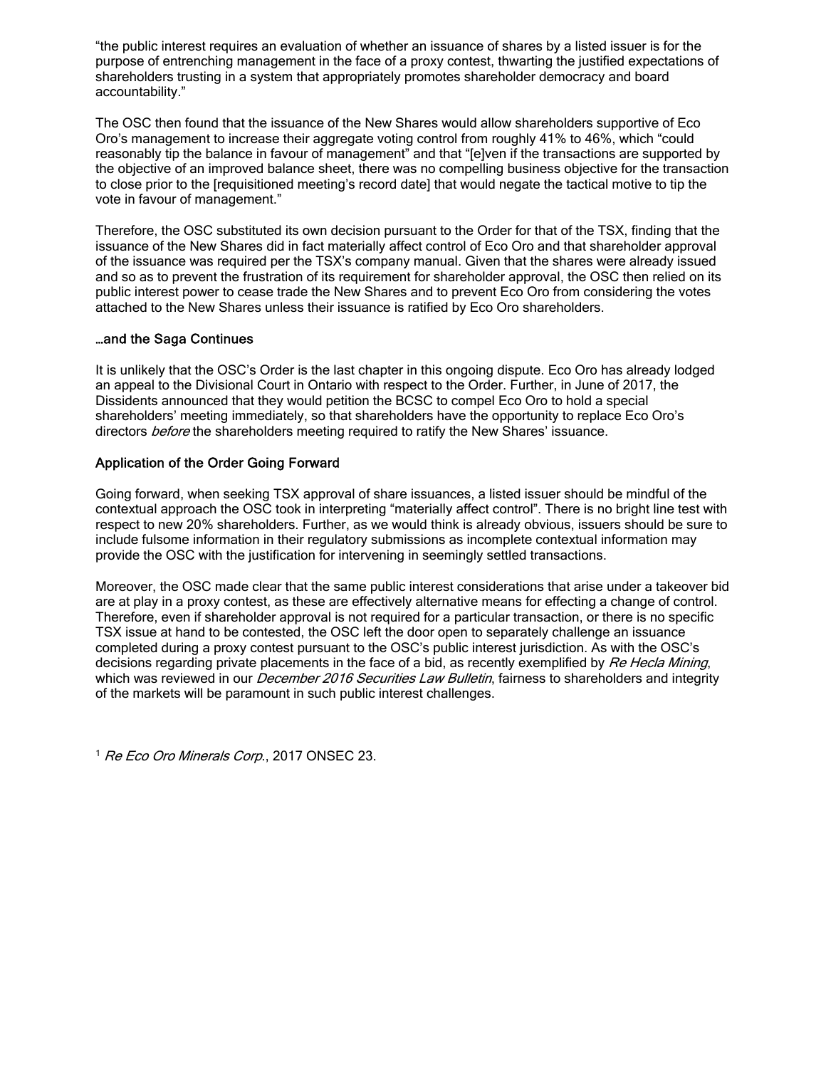"the public interest requires an evaluation of whether an issuance of shares by a listed issuer is for the purpose of entrenching management in the face of a proxy contest, thwarting the justified expectations of shareholders trusting in a system that appropriately promotes shareholder democracy and board accountability."

The OSC then found that the issuance of the New Shares would allow shareholders supportive of Eco Oro's management to increase their aggregate voting control from roughly 41% to 46%, which "could reasonably tip the balance in favour of management" and that "[e]ven if the transactions are supported by the objective of an improved balance sheet, there was no compelling business objective for the transaction to close prior to the [requisitioned meeting's record date] that would negate the tactical motive to tip the vote in favour of management."

Therefore, the OSC substituted its own decision pursuant to the Order for that of the TSX, finding that the issuance of the New Shares did in fact materially affect control of Eco Oro and that shareholder approval of the issuance was required per the TSX's company manual. Given that the shares were already issued and so as to prevent the frustration of its requirement for shareholder approval, the OSC then relied on its public interest power to cease trade the New Shares and to prevent Eco Oro from considering the votes attached to the New Shares unless their issuance is ratified by Eco Oro shareholders.

### …and the Saga Continues

It is unlikely that the OSC's Order is the last chapter in this ongoing dispute. Eco Oro has already lodged an appeal to the Divisional Court in Ontario with respect to the Order. Further, in June of 2017, the Dissidents announced that they would petition the BCSC to compel Eco Oro to hold a special shareholders' meeting immediately, so that shareholders have the opportunity to replace Eco Oro's directors *before* the shareholders meeting required to ratify the New Shares' issuance.

### Application of the Order Going Forward

Going forward, when seeking TSX approval of share issuances, a listed issuer should be mindful of the contextual approach the OSC took in interpreting "materially affect control". There is no bright line test with respect to new 20% shareholders. Further, as we would think is already obvious, issuers should be sure to include fulsome information in their regulatory submissions as incomplete contextual information may provide the OSC with the justification for intervening in seemingly settled transactions.

Moreover, the OSC made clear that the same public interest considerations that arise under a takeover bid are at play in a proxy contest, as these are effectively alternative means for effecting a change of control. Therefore, even if shareholder approval is not required for a particular transaction, or there is no specific TSX issue at hand to be contested, the OSC left the door open to separately challenge an issuance completed during a proxy contest pursuant to the OSC's public interest jurisdiction. As with the OSC's decisions regarding private placements in the face of a bid, as recently exemplified by *Re Hecla Mining*, which was reviewed in our *December 2016 Securities Law Bulletin*, fairness to shareholders and integrity of the markets will be paramount in such public interest challenges.

[1] *Re Eco Oro Minerals Corp.*, 2017 ONSEC 23.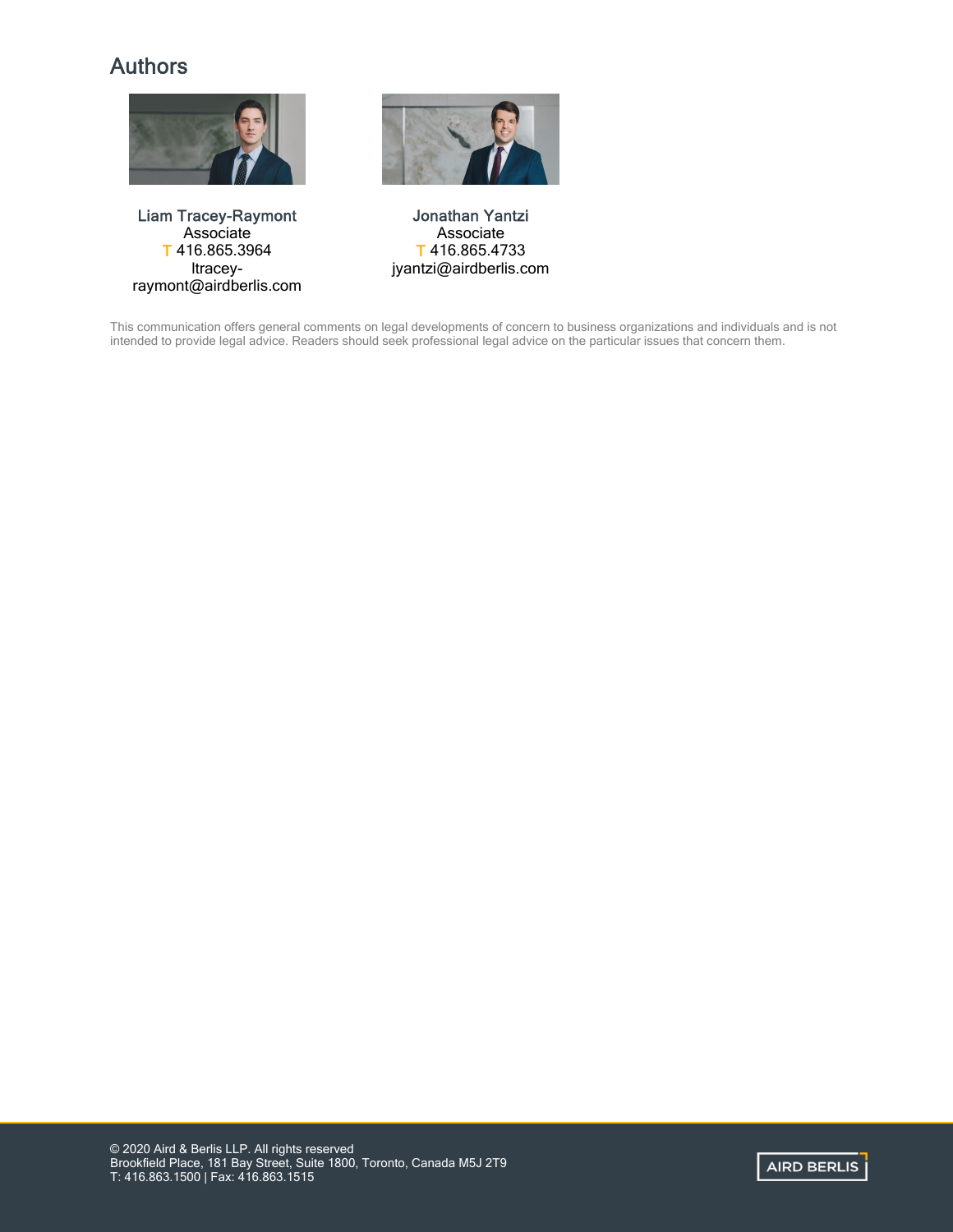## Authors

Liam Tracey-Raymont
Associate
T 416.865.3964
ltracey-raymont@airdberlis.com

Jonathan Yantzi
Associate
T 416.865.4733
jyantzi@airdberlis.com

This communication offers general comments on legal developments of concern to business organizations and individuals and is not intended to provide legal advice. Readers should seek professional legal advice on the particular issues that concern them.

© 2020 Aird & Berlis LLP. All rights reserved
Brookfield Place, 181 Bay Street, Suite 1800, Toronto, Canada M5J 2T9
T: 416.863.1500 | Fax: 416.863.1515

AIRD BERLIS